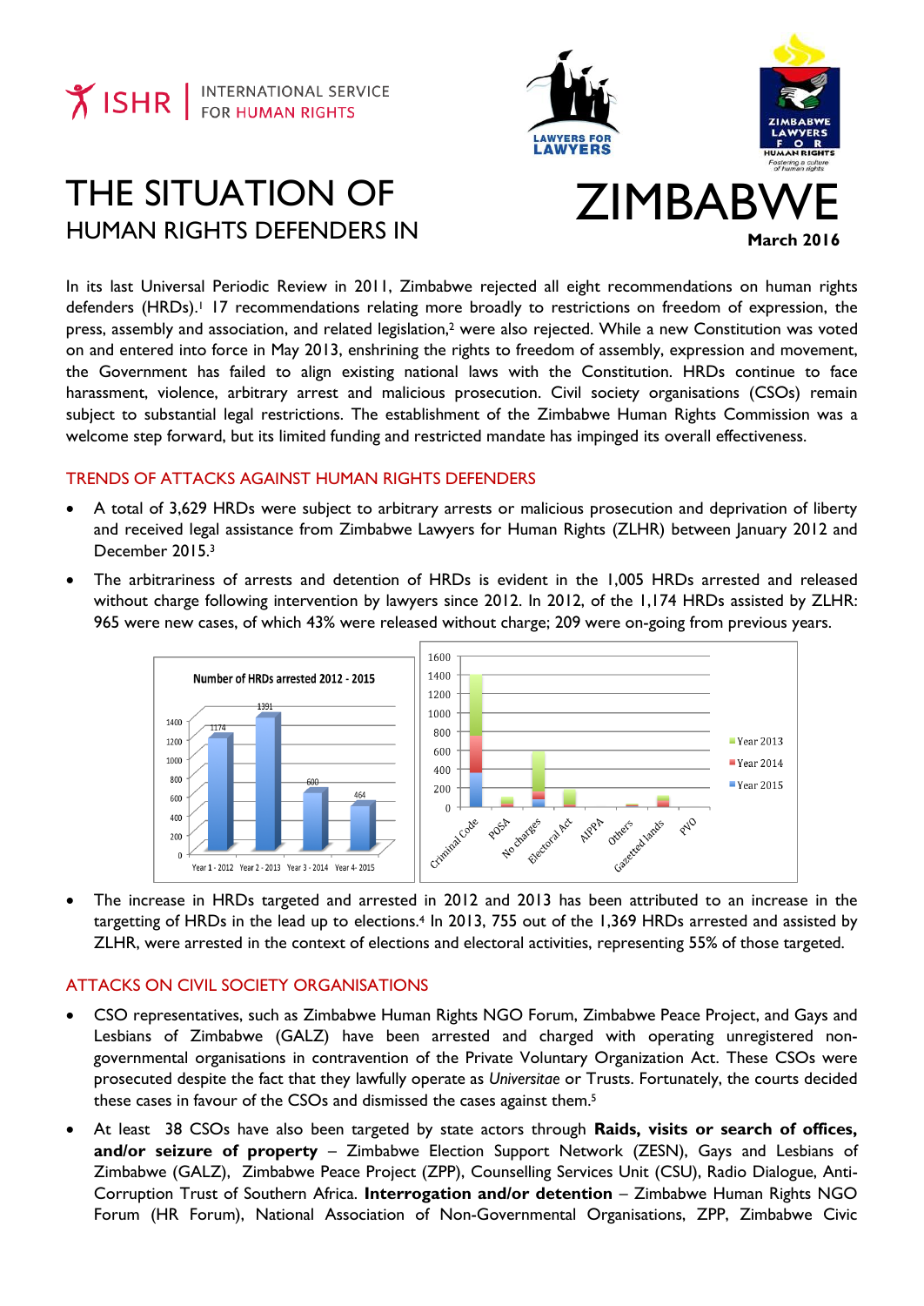ISHR | INTERNATIONAL SERVICE FOR HUMAN RIGHTS

LAWYERS FOR LAWYERS

ZIMBABWE LAWYERS FOR HUMAN RIGHTS — Fostering a culture of human rights

# THE SITUATION OF HUMAN RIGHTS DEFENDERS IN ZIMBABWE

**March 2016**

In its last Universal Periodic Review in 2011, Zimbabwe rejected all eight recommendations on human rights defenders (HRDs).[1] 17 recommendations relating more broadly to restrictions on freedom of expression, the press, assembly and association, and related legislation,[2] were also rejected. While a new Constitution was voted on and entered into force in May 2013, enshrining the rights to freedom of assembly, expression and movement, the Government has failed to align existing national laws with the Constitution. HRDs continue to face harassment, violence, arbitrary arrest and malicious prosecution. Civil society organisations (CSOs) remain subject to substantial legal restrictions. The establishment of the Zimbabwe Human Rights Commission was a welcome step forward, but its limited funding and restricted mandate has impinged its overall effectiveness.

## TRENDS OF ATTACKS AGAINST HUMAN RIGHTS DEFENDERS

- A total of 3,629 HRDs were subject to arbitrary arrests or malicious prosecution and deprivation of liberty and received legal assistance from Zimbabwe Lawyers for Human Rights (ZLHR) between January 2012 and December 2015.[3]
- The arbitrariness of arrests and detention of HRDs is evident in the 1,005 HRDs arrested and released without charge following intervention by lawyers since 2012. In 2012, of the 1,174 HRDs assisted by ZLHR: 965 were new cases, of which 43% were released without charge; 209 were on-going from previous years.

**Number of HRDs arrested 2012 - 2015**

| Year | Number |
|---|---|
| Year 1 - 2012 | 1174 |
| Year 2 - 2013 | 1391 |
| Year 3 - 2014 | 600 |
| Year 4 - 2015 | 464 |

(Stacked bar chart by category — Criminal Code, POSA, No charges, Electoral Act, AIPPA, Others, Gazetted lands, PVO — for Year 2013, Year 2014, Year 2015.)

- The increase in HRDs targeted and arrested in 2012 and 2013 has been attributed to an increase in the targetting of HRDs in the lead up to elections.[4] In 2013, 755 out of the 1,369 HRDs arrested and assisted by ZLHR, were arrested in the context of elections and electoral activities, representing 55% of those targeted.

## ATTACKS ON CIVIL SOCIETY ORGANISATIONS

- CSO representatives, such as Zimbabwe Human Rights NGO Forum, Zimbabwe Peace Project, and Gays and Lesbians of Zimbabwe (GALZ) have been arrested and charged with operating unregistered non-governmental organisations in contravention of the Private Voluntary Organization Act. These CSOs were prosecuted despite the fact that they lawfully operate as *Universitae* or Trusts. Fortunately, the courts decided these cases in favour of the CSOs and dismissed the cases against them.[5]
- At least 38 CSOs have also been targeted by state actors through **Raids, visits or search of offices, and/or seizure of property** – Zimbabwe Election Support Network (ZESN), Gays and Lesbians of Zimbabwe (GALZ), Zimbabwe Peace Project (ZPP), Counselling Services Unit (CSU), Radio Dialogue, Anti-Corruption Trust of Southern Africa. **Interrogation and/or detention** – Zimbabwe Human Rights NGO Forum (HR Forum), National Association of Non-Governmental Organisations, ZPP, Zimbabwe Civic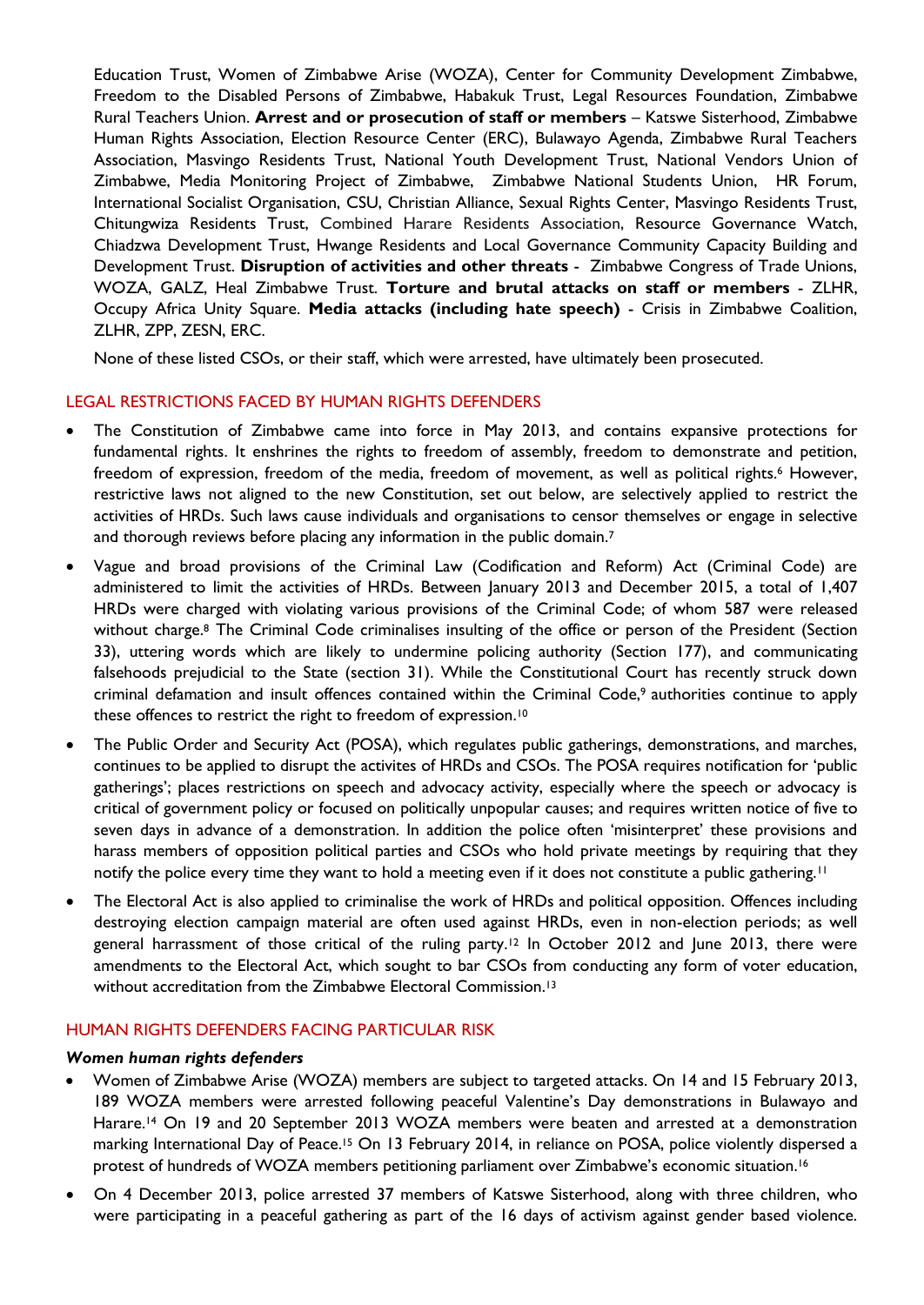Education Trust, Women of Zimbabwe Arise (WOZA), Center for Community Development Zimbabwe, Freedom to the Disabled Persons of Zimbabwe, Habakuk Trust, Legal Resources Foundation, Zimbabwe Rural Teachers Union. **Arrest and or prosecution of staff or members** – Katswe Sisterhood, Zimbabwe Human Rights Association, Election Resource Center (ERC), Bulawayo Agenda, Zimbabwe Rural Teachers Association, Masvingo Residents Trust, National Youth Development Trust, National Vendors Union of Zimbabwe, Media Monitoring Project of Zimbabwe, Zimbabwe National Students Union, HR Forum, International Socialist Organisation, CSU, Christian Alliance, Sexual Rights Center, Masvingo Residents Trust, Chitungwiza Residents Trust, Combined Harare Residents Association, Resource Governance Watch, Chiadzwa Development Trust, Hwange Residents and Local Governance Community Capacity Building and Development Trust. **Disruption of activities and other threats** - Zimbabwe Congress of Trade Unions, WOZA, GALZ, Heal Zimbabwe Trust. **Torture and brutal attacks on staff or members** - ZLHR, Occupy Africa Unity Square. **Media attacks (including hate speech)** - Crisis in Zimbabwe Coalition, ZLHR, ZPP, ZESN, ERC.

None of these listed CSOs, or their staff, which were arrested, have ultimately been prosecuted.

## LEGAL RESTRICTIONS FACED BY HUMAN RIGHTS DEFENDERS

- The Constitution of Zimbabwe came into force in May 2013, and contains expansive protections for fundamental rights. It enshrines the rights to freedom of assembly, freedom to demonstrate and petition, freedom of expression, freedom of the media, freedom of movement, as well as political rights.[6] However, restrictive laws not aligned to the new Constitution, set out below, are selectively applied to restrict the activities of HRDs. Such laws cause individuals and organisations to censor themselves or engage in selective and thorough reviews before placing any information in the public domain.[7]
- Vague and broad provisions of the Criminal Law (Codification and Reform) Act (Criminal Code) are administered to limit the activities of HRDs. Between January 2013 and December 2015, a total of 1,407 HRDs were charged with violating various provisions of the Criminal Code; of whom 587 were released without charge.[8] The Criminal Code criminalises insulting of the office or person of the President (Section 33), uttering words which are likely to undermine policing authority (Section 177), and communicating falsehoods prejudicial to the State (section 31). While the Constitutional Court has recently struck down criminal defamation and insult offences contained within the Criminal Code,[9] authorities continue to apply these offences to restrict the right to freedom of expression.[10]
- The Public Order and Security Act (POSA), which regulates public gatherings, demonstrations, and marches, continues to be applied to disrupt the activites of HRDs and CSOs. The POSA requires notification for 'public gatherings'; places restrictions on speech and advocacy activity, especially where the speech or advocacy is critical of government policy or focused on politically unpopular causes; and requires written notice of five to seven days in advance of a demonstration. In addition the police often 'misinterpret' these provisions and harass members of opposition political parties and CSOs who hold private meetings by requiring that they notify the police every time they want to hold a meeting even if it does not constitute a public gathering.[11]
- The Electoral Act is also applied to criminalise the work of HRDs and political opposition. Offences including destroying election campaign material are often used against HRDs, even in non-election periods; as well general harrassment of those critical of the ruling party.[12] In October 2012 and June 2013, there were amendments to the Electoral Act, which sought to bar CSOs from conducting any form of voter education, without accreditation from the Zimbabwe Electoral Commission.[13]

## HUMAN RIGHTS DEFENDERS FACING PARTICULAR RISK

### *Women human rights defenders*

- Women of Zimbabwe Arise (WOZA) members are subject to targeted attacks. On 14 and 15 February 2013, 189 WOZA members were arrested following peaceful Valentine's Day demonstrations in Bulawayo and Harare.[14] On 19 and 20 September 2013 WOZA members were beaten and arrested at a demonstration marking International Day of Peace.[15] On 13 February 2014, in reliance on POSA, police violently dispersed a protest of hundreds of WOZA members petitioning parliament over Zimbabwe's economic situation.[16]
- On 4 December 2013, police arrested 37 members of Katswe Sisterhood, along with three children, who were participating in a peaceful gathering as part of the 16 days of activism against gender based violence.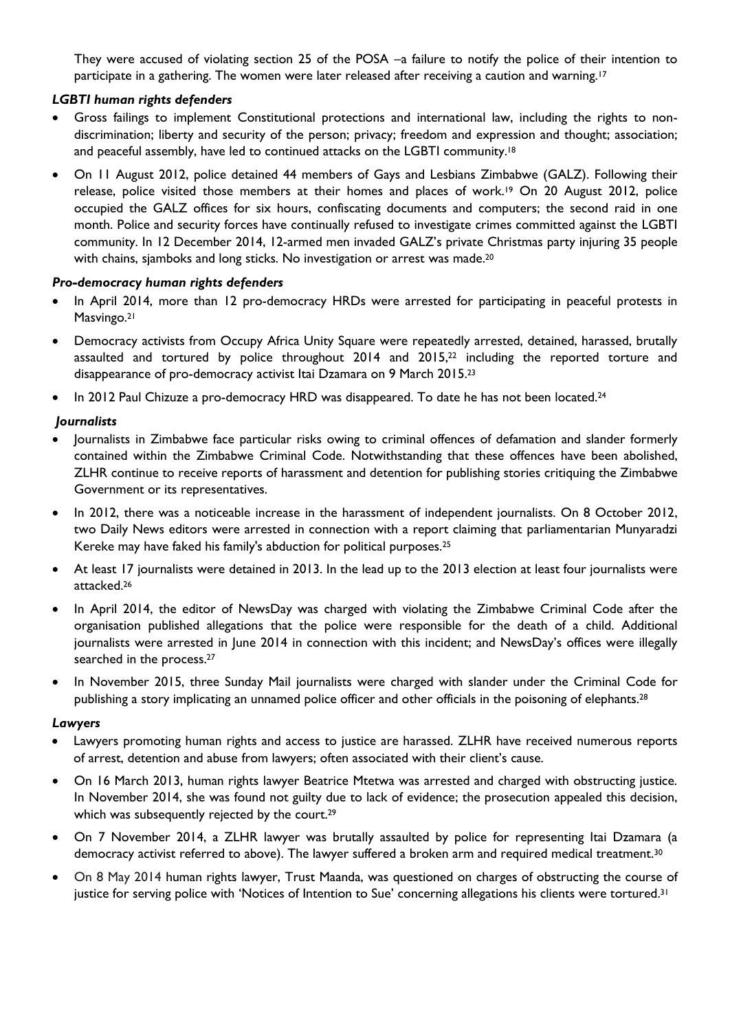They were accused of violating section 25 of the POSA –a failure to notify the police of their intention to participate in a gathering. The women were later released after receiving a caution and warning.[17]

### *LGBTI human rights defenders*

- Gross failings to implement Constitutional protections and international law, including the rights to non-discrimination; liberty and security of the person; privacy; freedom and expression and thought; association; and peaceful assembly, have led to continued attacks on the LGBTI community.[18]
- On 11 August 2012, police detained 44 members of Gays and Lesbians Zimbabwe (GALZ). Following their release, police visited those members at their homes and places of work.[19] On 20 August 2012, police occupied the GALZ offices for six hours, confiscating documents and computers; the second raid in one month. Police and security forces have continually refused to investigate crimes committed against the LGBTI community. In 12 December 2014, 12-armed men invaded GALZ's private Christmas party injuring 35 people with chains, sjamboks and long sticks. No investigation or arrest was made.[20]

### *Pro-democracy human rights defenders*

- In April 2014, more than 12 pro-democracy HRDs were arrested for participating in peaceful protests in Masvingo.[21]
- Democracy activists from Occupy Africa Unity Square were repeatedly arrested, detained, harassed, brutally assaulted and tortured by police throughout 2014 and 2015,[22] including the reported torture and disappearance of pro-democracy activist Itai Dzamara on 9 March 2015.[23]
- In 2012 Paul Chizuze a pro-democracy HRD was disappeared. To date he has not been located.[24]

### *Journalists*

- Journalists in Zimbabwe face particular risks owing to criminal offences of defamation and slander formerly contained within the Zimbabwe Criminal Code. Notwithstanding that these offences have been abolished, ZLHR continue to receive reports of harassment and detention for publishing stories critiquing the Zimbabwe Government or its representatives.
- In 2012, there was a noticeable increase in the harassment of independent journalists. On 8 October 2012, two Daily News editors were arrested in connection with a report claiming that parliamentarian Munyaradzi Kereke may have faked his family's abduction for political purposes.[25]
- At least 17 journalists were detained in 2013. In the lead up to the 2013 election at least four journalists were attacked.[26]
- In April 2014, the editor of NewsDay was charged with violating the Zimbabwe Criminal Code after the organisation published allegations that the police were responsible for the death of a child. Additional journalists were arrested in June 2014 in connection with this incident; and NewsDay's offices were illegally searched in the process.[27]
- In November 2015, three Sunday Mail journalists were charged with slander under the Criminal Code for publishing a story implicating an unnamed police officer and other officials in the poisoning of elephants.[28]

### *Lawyers*

- Lawyers promoting human rights and access to justice are harassed. ZLHR have received numerous reports of arrest, detention and abuse from lawyers; often associated with their client's cause.
- On 16 March 2013, human rights lawyer Beatrice Mtetwa was arrested and charged with obstructing justice. In November 2014, she was found not guilty due to lack of evidence; the prosecution appealed this decision, which was subsequently rejected by the court.[29]
- On 7 November 2014, a ZLHR lawyer was brutally assaulted by police for representing Itai Dzamara (a democracy activist referred to above). The lawyer suffered a broken arm and required medical treatment.[30]
- On 8 May 2014 human rights lawyer, Trust Maanda, was questioned on charges of obstructing the course of justice for serving police with 'Notices of Intention to Sue' concerning allegations his clients were tortured.[31]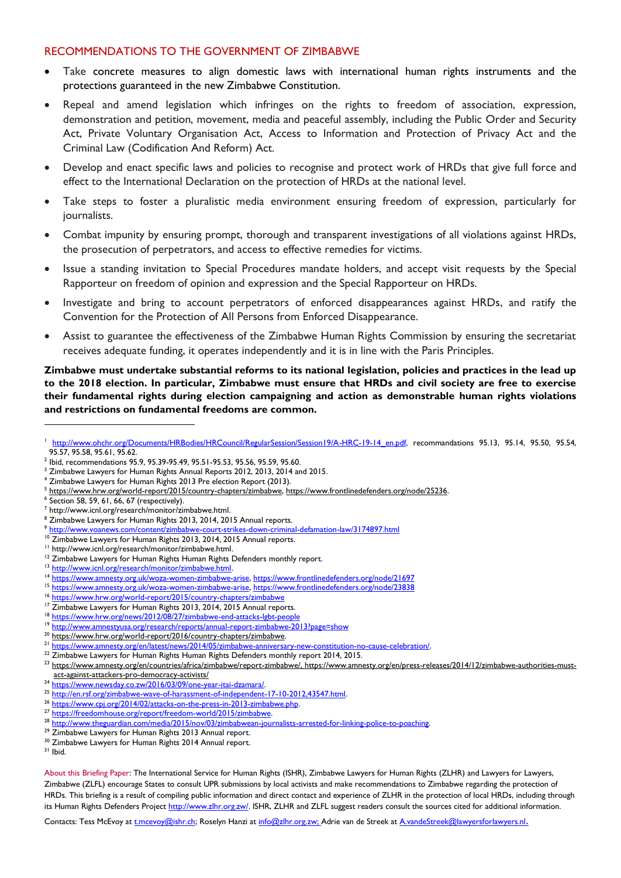## RECOMMENDATIONS TO THE GOVERNMENT OF ZIMBABWE

- Take concrete measures to align domestic laws with international human rights instruments and the protections guaranteed in the new Zimbabwe Constitution.
- Repeal and amend legislation which infringes on the rights to freedom of association, expression, demonstration and petition, movement, media and peaceful assembly, including the Public Order and Security Act, Private Voluntary Organisation Act, Access to Information and Protection of Privacy Act and the Criminal Law (Codification And Reform) Act.
- Develop and enact specific laws and policies to recognise and protect work of HRDs that give full force and effect to the International Declaration on the protection of HRDs at the national level.
- Take steps to foster a pluralistic media environment ensuring freedom of expression, particularly for journalists.
- Combat impunity by ensuring prompt, thorough and transparent investigations of all violations against HRDs, the prosecution of perpetrators, and access to effective remedies for victims.
- Issue a standing invitation to Special Procedures mandate holders, and accept visit requests by the Special Rapporteur on freedom of opinion and expression and the Special Rapporteur on HRDs.
- Investigate and bring to account perpetrators of enforced disappearances against HRDs, and ratify the Convention for the Protection of All Persons from Enforced Disappearance.
- Assist to guarantee the effectiveness of the Zimbabwe Human Rights Commission by ensuring the secretariat receives adequate funding, it operates independently and it is in line with the Paris Principles.

**Zimbabwe must undertake substantial reforms to its national legislation, policies and practices in the lead up to the 2018 election. In particular, Zimbabwe must ensure that HRDs and civil society are free to exercise their fundamental rights during election campaigning and action as demonstrable human rights violations and restrictions on fundamental freedoms are common.**

---

[1] http://www.ohchr.org/Documents/HRBodies/HRCouncil/RegularSession/Session19/A-HRC-19-14_en.pdf, recommandations 95.13, 95.14, 95.50, 95.54, 95.57, 95.58, 95.61, 95.62.
[2] Ibid, recommendations 95.9, 95.39-95.49, 95.51-95.53, 95.56, 95.59, 95.60.
[3] Zimbabwe Lawyers for Human Rights Annual Reports 2012, 2013, 2014 and 2015.
[4] Zimbabwe Lawyers for Human Rights 2013 Pre election Report (2013).
[5] https://www.hrw.org/world-report/2015/country-chapters/zimbabwe, https://www.frontlinedefenders.org/node/25236.
[6] Section 58, 59, 61, 66, 67 (respectively).
[7] http://www.icnl.org/research/monitor/zimbabwe.html.
[8] Zimbabwe Lawyers for Human Rights 2013, 2014, 2015 Annual reports.
[9] http://www.voanews.com/content/zimbabwe-court-strikes-down-criminal-defamation-law/3174897.html
[10] Zimbabwe Lawyers for Human Rights 2013, 2014, 2015 Annual reports.
[11] http://www.icnl.org/research/monitor/zimbabwe.html.
[12] Zimbabwe Lawyers for Human Rights Human Rights Defenders monthly report.
[13] http://www.icnl.org/research/monitor/zimbabwe.html.
[14] https://www.amnesty.org.uk/woza-women-zimbabwe-arise, https://www.frontlinedefenders.org/node/21697
[15] https://www.amnesty.org.uk/woza-women-zimbabwe-arise, https://www.frontlinedefenders.org/node/23838
[16] https://www.hrw.org/world-report/2015/country-chapters/zimbabwe
[17] Zimbabwe Lawyers for Human Rights 2013, 2014, 2015 Annual reports.
[18] https://www.hrw.org/news/2012/08/27/zimbabwe-end-attacks-lgbt-people
[19] http://www.amnestyusa.org/research/reports/annual-report-zimbabwe-2013?page=show
[20] https://www.hrw.org/world-report/2016/country-chapters/zimbabwe.
[21] https://www.amnesty.org/en/latest/news/2014/05/zimbabwe-anniversary-new-constitution-no-cause-celebration/.
[22] Zimbabwe Lawyers for Human Rights Human Rights Defenders monthly report 2014, 2015.
[23] https://www.amnesty.org/en/countries/africa/zimbabwe/report-zimbabwe/, https://www.amnesty.org/en/press-releases/2014/12/zimbabwe-authorities-must-act-against-attackers-pro-democracy-activists/
[24] https://www.newsday.co.zw/2016/03/09/one-year-itai-dzamara/.
[25] http://en.rsf.org/zimbabwe-wave-of-harassment-of-independent-17-10-2012,43547.html.
[26] https://www.cpj.org/2014/02/attacks-on-the-press-in-2013-zimbabwe.php.
[27] https://freedomhouse.org/report/freedom-world/2015/zimbabwe.
[28] http://www.theguardian.com/media/2015/nov/03/zimbabwean-journalists-arrested-for-linking-police-to-poaching.
[29] Zimbabwe Lawyers for Human Rights 2013 Annual report.
[30] Zimbabwe Lawyers for Human Rights 2014 Annual report.
[31] Ibid.

About this Briefing Paper: The International Service for Human Rights (ISHR), Zimbabwe Lawyers for Human Rights (ZLHR) and Lawyers for Lawyers, Zimbabwe (ZLFL) encourage States to consult UPR submissions by local activists and make recommendations to Zimbabwe regarding the protection of HRDs. This briefing is a result of compiling public information and direct contact and experience of ZLHR in the protection of local HRDs, including through its Human Rights Defenders Project http://www.zlhr.org.zw/. ISHR, ZLHR and ZLFL suggest readers consult the sources cited for additional information.

Contacts: Tess McEvoy at t.mcevoy@ishr.ch; Roselyn Hanzi at info@zlhr.org.zw; Adrie van de Streek at A.vandeStreek@lawyersforlawyers.nl.